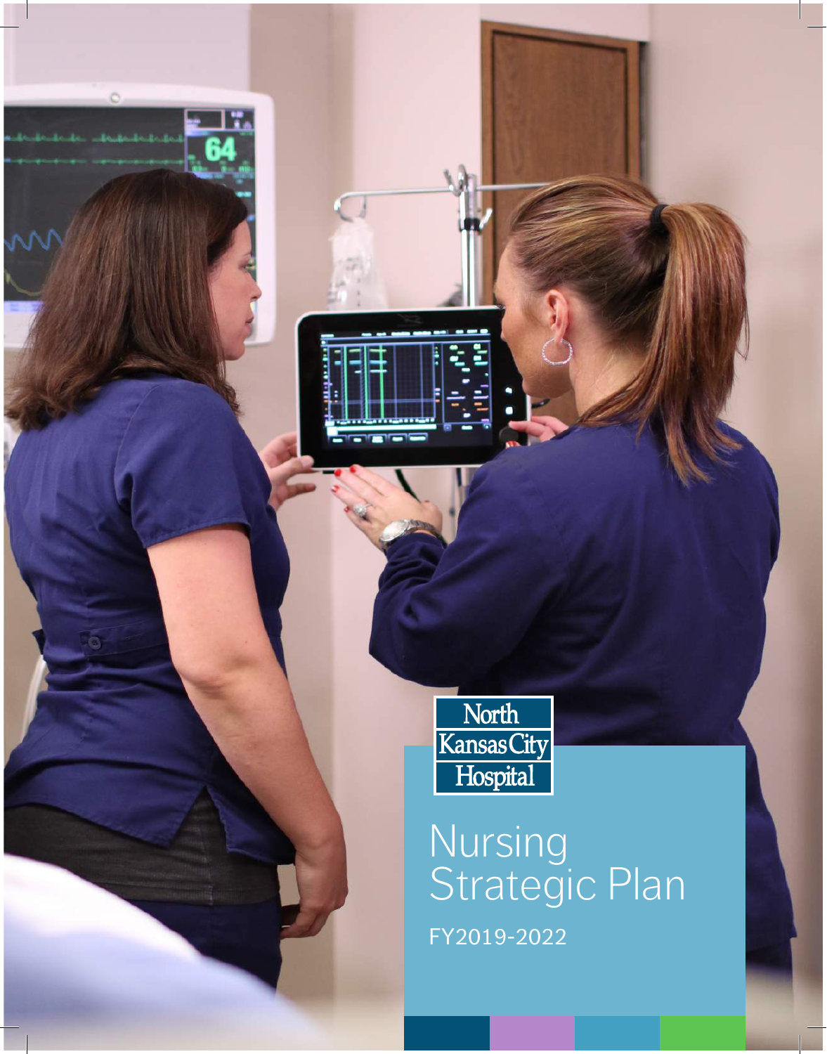North Kansas City Hospital

# Nursing Strategic Plan

FY2019-2022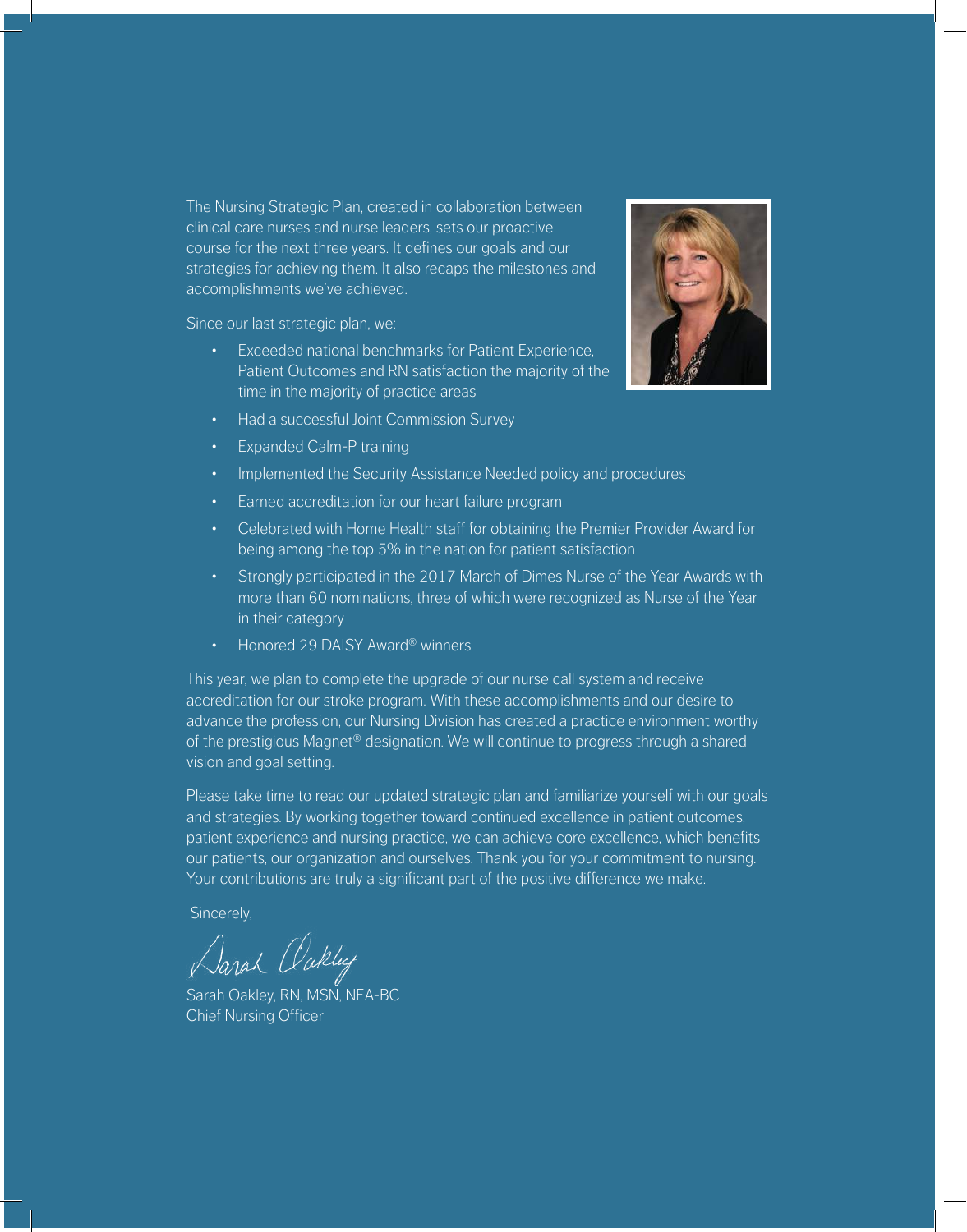The Nursing Strategic Plan, created in collaboration between clinical care nurses and nurse leaders, sets our proactive course for the next three years. It defines our goals and our strategies for achieving them. It also recaps the milestones and accomplishments we've achieved.

Since our last strategic plan, we:

- Exceeded national benchmarks for Patient Experience, Patient Outcomes and RN satisfaction the majority of the time in the majority of practice areas
- Had a successful Joint Commission Survey
- Expanded Calm-P training
- Implemented the Security Assistance Needed policy and procedures
- Earned accreditation for our heart failure program
- Celebrated with Home Health staff for obtaining the Premier Provider Award for being among the top 5% in the nation for patient satisfaction
- Strongly participated in the 2017 March of Dimes Nurse of the Year Awards with more than 60 nominations, three of which were recognized as Nurse of the Year in their category
- Honored 29 DAISY Award® winners

This year, we plan to complete the upgrade of our nurse call system and receive accreditation for our stroke program. With these accomplishments and our desire to advance the profession, our Nursing Division has created a practice environment worthy of the prestigious Magnet® designation. We will continue to progress through a shared vision and goal setting.

Please take time to read our updated strategic plan and familiarize yourself with our goals and strategies. By working together toward continued excellence in patient outcomes, patient experience and nursing practice, we can achieve core excellence, which benefits our patients, our organization and ourselves. Thank you for your commitment to nursing. Your contributions are truly a significant part of the positive difference we make.

Sincerely,

Sarah Oakley, RN, MSN, NEA-BC
Chief Nursing Officer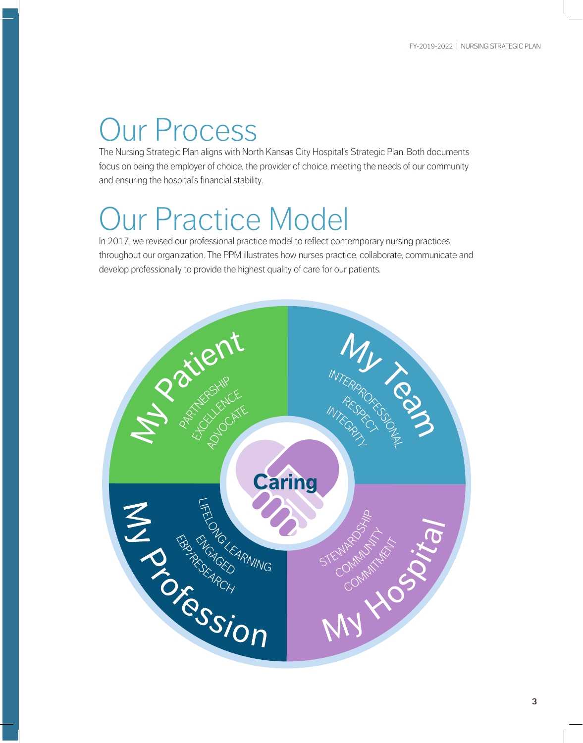# Our Process

The Nursing Strategic Plan aligns with North Kansas City Hospital's Strategic Plan. Both documents focus on being the employer of choice, the provider of choice, meeting the needs of our community and ensuring the hospital's financial stability.

# Our Practice Model

In 2017, we revised our professional practice model to reflect contemporary nursing practices throughout our organization. The PPM illustrates how nurses practice, collaborate, communicate and develop professionally to provide the highest quality of care for our patients.

**Caring**

**My Patient**
- PARTNERSHIP
- EXCELLENCE
- ADVOCATE

**My Team**
- INTERPROFESSIONAL
- RESPECT
- INTEGRITY

**My Profession**
- LIFELONG LEARNING
- ENGAGED
- EBP/RESEARCH

**My Hospital**
- STEWARDSHIP
- COMMUNITY
- COMMITMENT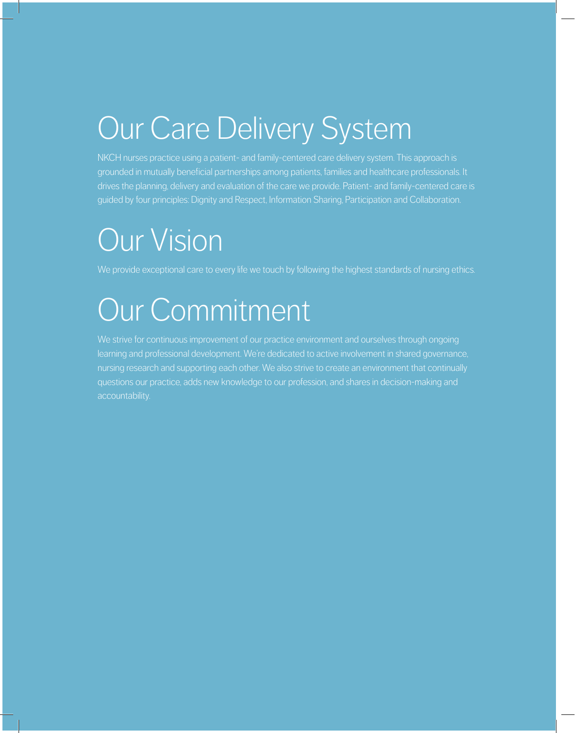# Our Care Delivery System

NKCH nurses practice using a patient- and family-centered care delivery system. This approach is grounded in mutually beneficial partnerships among patients, families and healthcare professionals. It drives the planning, delivery and evaluation of the care we provide. Patient- and family-centered care is guided by four principles: Dignity and Respect, Information Sharing, Participation and Collaboration.

# Our Vision

We provide exceptional care to every life we touch by following the highest standards of nursing ethics.

# Our Commitment

We strive for continuous improvement of our practice environment and ourselves through ongoing learning and professional development. We're dedicated to active involvement in shared governance, nursing research and supporting each other. We also strive to create an environment that continually questions our practice, adds new knowledge to our profession, and shares in decision-making and accountability.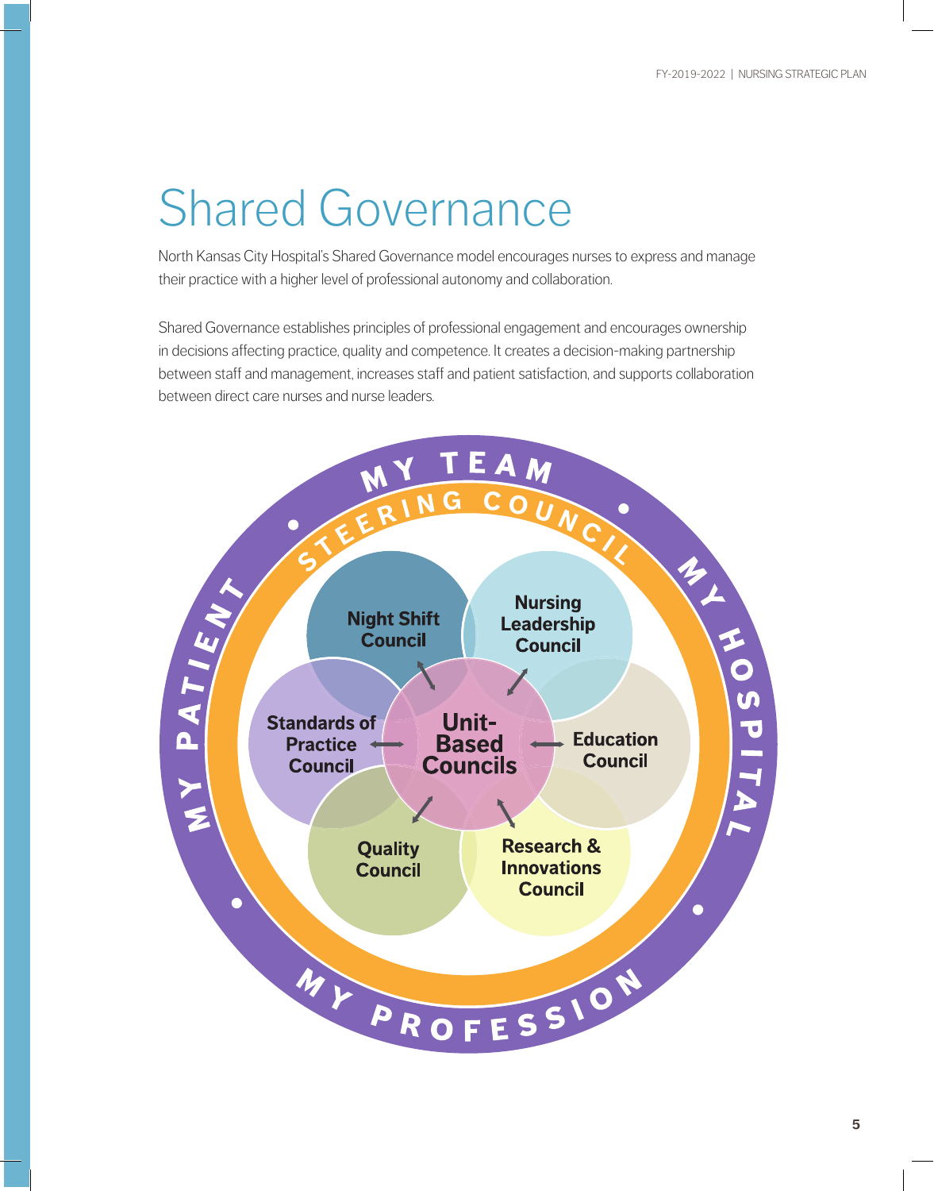# Shared Governance

North Kansas City Hospital's Shared Governance model encourages nurses to express and manage their practice with a higher level of professional autonomy and collaboration.

Shared Governance establishes principles of professional engagement and encourages ownership in decisions affecting practice, quality and competence. It creates a decision-making partnership between staff and management, increases staff and patient satisfaction, and supports collaboration between direct care nurses and nurse leaders.

MY TEAM • MY HOSPITAL • MY PROFESSION • MY PATIENT

STEERING COUNCIL

- Night Shift Council
- Nursing Leadership Council
- Standards of Practice Council
- Unit-Based Councils
- Education Council
- Quality Council
- Research & Innovations Council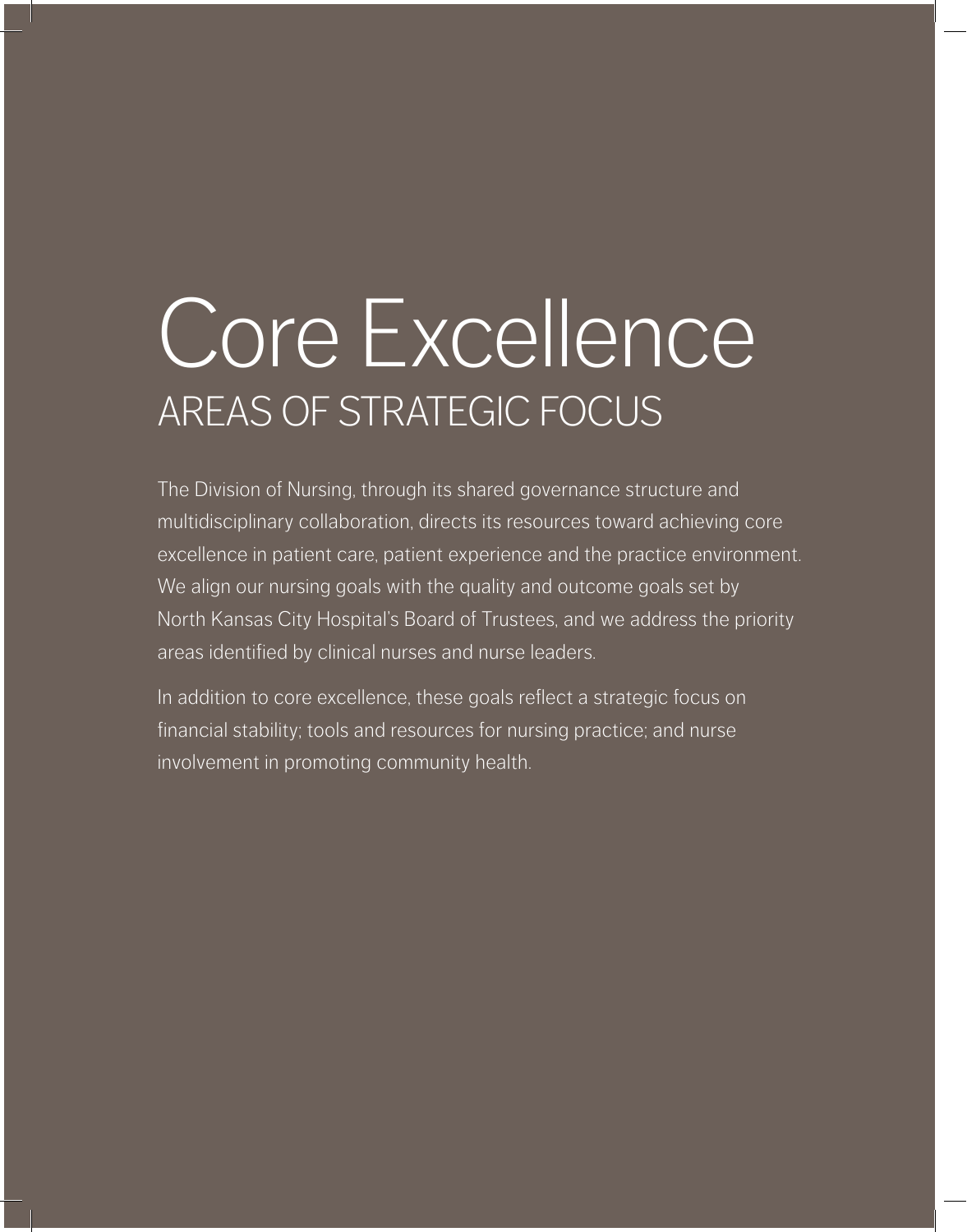# Core Excellence

## AREAS OF STRATEGIC FOCUS

The Division of Nursing, through its shared governance structure and multidisciplinary collaboration, directs its resources toward achieving core excellence in patient care, patient experience and the practice environment. We align our nursing goals with the quality and outcome goals set by North Kansas City Hospital's Board of Trustees, and we address the priority areas identified by clinical nurses and nurse leaders.

In addition to core excellence, these goals reflect a strategic focus on financial stability; tools and resources for nursing practice; and nurse involvement in promoting community health.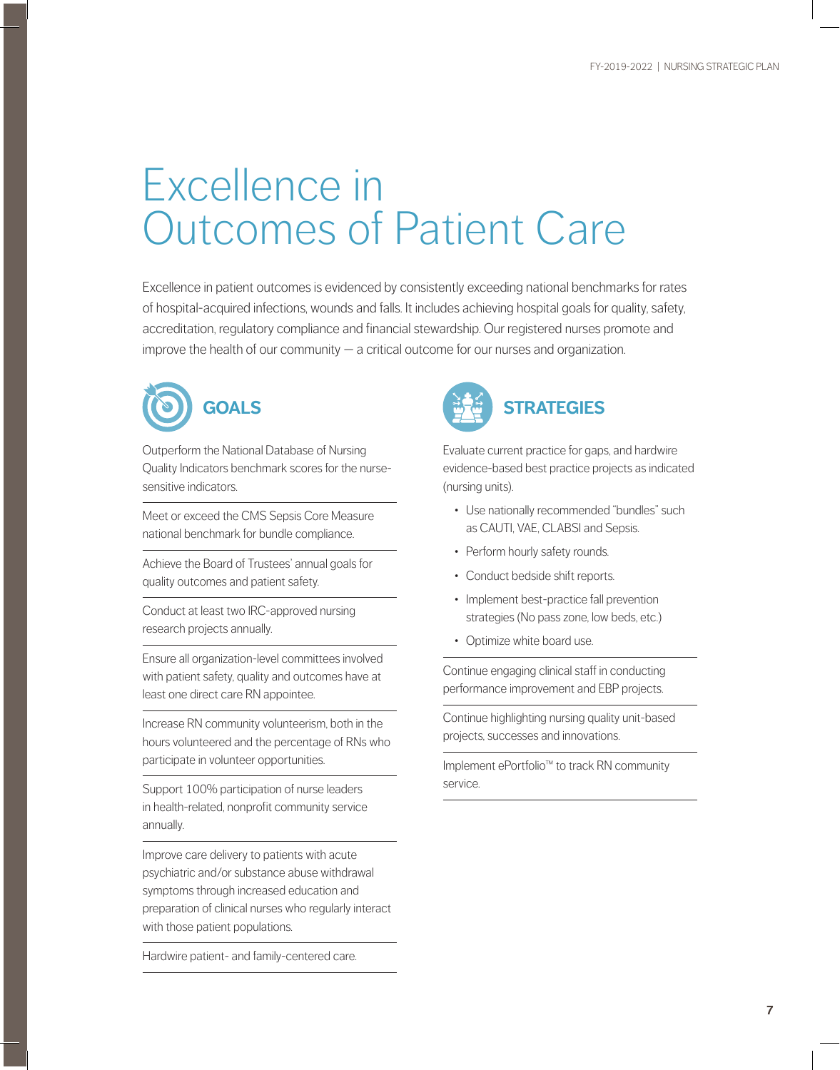# Excellence in Outcomes of Patient Care

Excellence in patient outcomes is evidenced by consistently exceeding national benchmarks for rates of hospital-acquired infections, wounds and falls. It includes achieving hospital goals for quality, safety, accreditation, regulatory compliance and financial stewardship. Our registered nurses promote and improve the health of our community — a critical outcome for our nurses and organization.

## GOALS

Outperform the National Database of Nursing Quality Indicators benchmark scores for the nurse-sensitive indicators.

Meet or exceed the CMS Sepsis Core Measure national benchmark for bundle compliance.

Achieve the Board of Trustees' annual goals for quality outcomes and patient safety.

Conduct at least two IRC-approved nursing research projects annually.

Ensure all organization-level committees involved with patient safety, quality and outcomes have at least one direct care RN appointee.

Increase RN community volunteerism, both in the hours volunteered and the percentage of RNs who participate in volunteer opportunities.

Support 100% participation of nurse leaders in health-related, nonprofit community service annually.

Improve care delivery to patients with acute psychiatric and/or substance abuse withdrawal symptoms through increased education and preparation of clinical nurses who regularly interact with those patient populations.

Hardwire patient- and family-centered care.

## STRATEGIES

Evaluate current practice for gaps, and hardwire evidence-based best practice projects as indicated (nursing units).

- Use nationally recommended "bundles" such as CAUTI, VAE, CLABSI and Sepsis.
- Perform hourly safety rounds.
- Conduct bedside shift reports.
- Implement best-practice fall prevention strategies (No pass zone, low beds, etc.)
- Optimize white board use.

Continue engaging clinical staff in conducting performance improvement and EBP projects.

Continue highlighting nursing quality unit-based projects, successes and innovations.

Implement ePortfolio™ to track RN community service.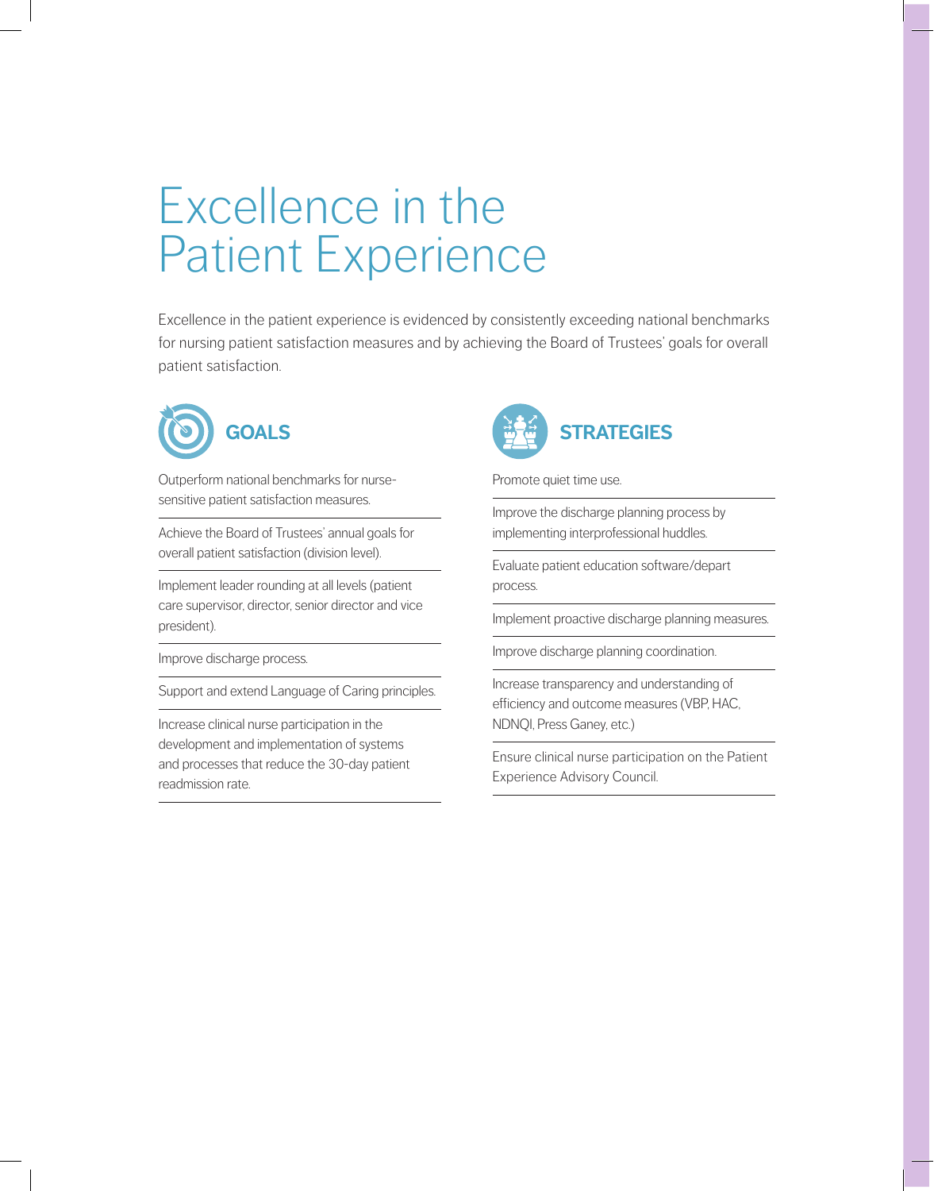# Excellence in the Patient Experience

Excellence in the patient experience is evidenced by consistently exceeding national benchmarks for nursing patient satisfaction measures and by achieving the Board of Trustees' goals for overall patient satisfaction.

## GOALS

- Outperform national benchmarks for nurse-sensitive patient satisfaction measures.
- Achieve the Board of Trustees' annual goals for overall patient satisfaction (division level).
- Implement leader rounding at all levels (patient care supervisor, director, senior director and vice president).
- Improve discharge process.
- Support and extend Language of Caring principles.
- Increase clinical nurse participation in the development and implementation of systems and processes that reduce the 30-day patient readmission rate.

## STRATEGIES

- Promote quiet time use.
- Improve the discharge planning process by implementing interprofessional huddles.
- Evaluate patient education software/depart process.
- Implement proactive discharge planning measures.
- Improve discharge planning coordination.
- Increase transparency and understanding of efficiency and outcome measures (VBP, HAC, NDNQI, Press Ganey, etc.)
- Ensure clinical nurse participation on the Patient Experience Advisory Council.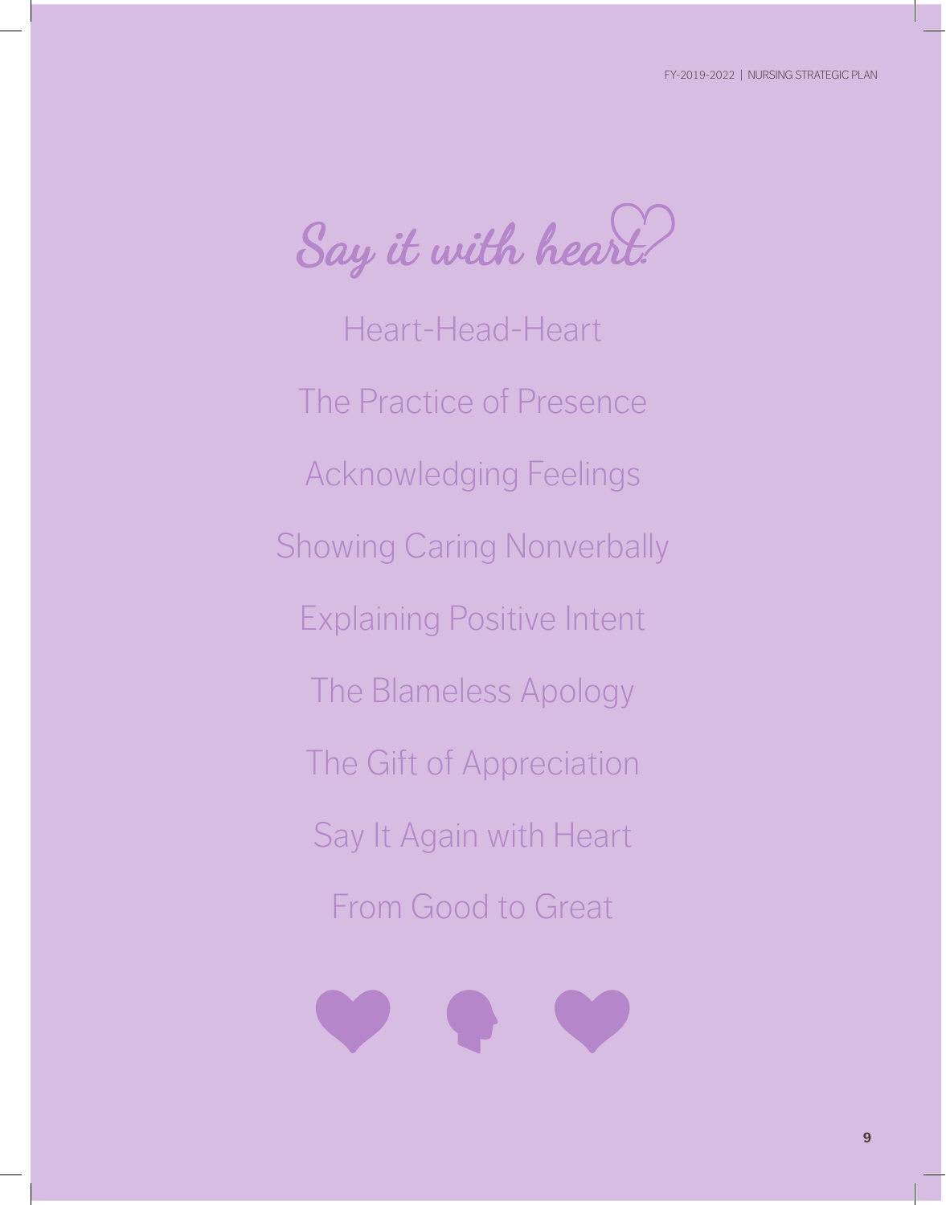# Say it with heart

Heart-Head-Heart

The Practice of Presence

Acknowledging Feelings

Showing Caring Nonverbally

Explaining Positive Intent

The Blameless Apology

The Gift of Appreciation

Say It Again with Heart

From Good to Great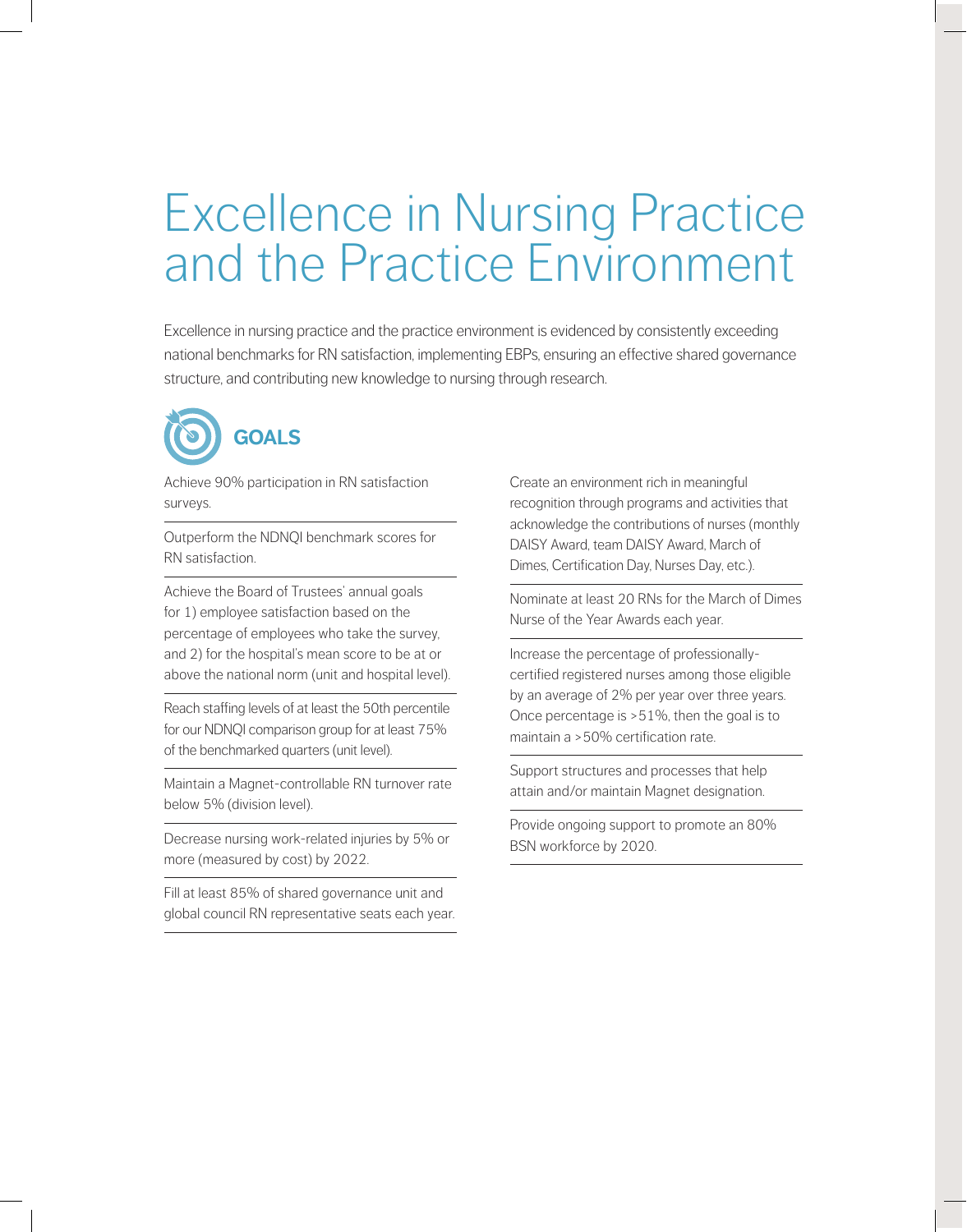# Excellence in Nursing Practice and the Practice Environment

Excellence in nursing practice and the practice environment is evidenced by consistently exceeding national benchmarks for RN satisfaction, implementing EBPs, ensuring an effective shared governance structure, and contributing new knowledge to nursing through research.

## GOALS

Achieve 90% participation in RN satisfaction surveys.

Outperform the NDNQI benchmark scores for RN satisfaction.

Achieve the Board of Trustees' annual goals for 1) employee satisfaction based on the percentage of employees who take the survey, and 2) for the hospital's mean score to be at or above the national norm (unit and hospital level).

Reach staffing levels of at least the 50th percentile for our NDNQI comparison group for at least 75% of the benchmarked quarters (unit level).

Maintain a Magnet-controllable RN turnover rate below 5% (division level).

Decrease nursing work-related injuries by 5% or more (measured by cost) by 2022.

Fill at least 85% of shared governance unit and global council RN representative seats each year.

Create an environment rich in meaningful recognition through programs and activities that acknowledge the contributions of nurses (monthly DAISY Award, team DAISY Award, March of Dimes, Certification Day, Nurses Day, etc.).

Nominate at least 20 RNs for the March of Dimes Nurse of the Year Awards each year.

Increase the percentage of professionally-certified registered nurses among those eligible by an average of 2% per year over three years. Once percentage is >51%, then the goal is to maintain a >50% certification rate.

Support structures and processes that help attain and/or maintain Magnet designation.

Provide ongoing support to promote an 80% BSN workforce by 2020.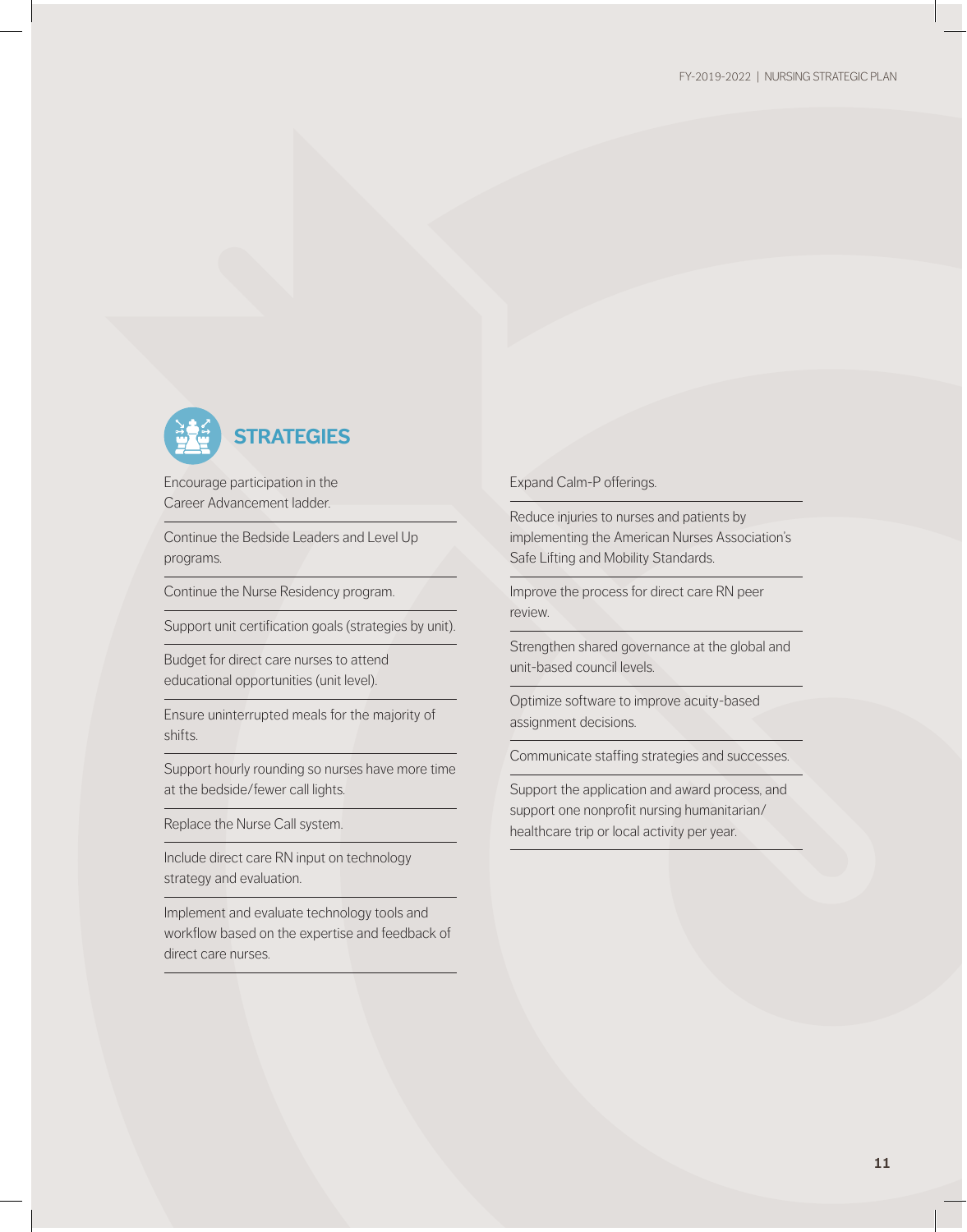## STRATEGIES

- Encourage participation in the Career Advancement ladder.
- Continue the Bedside Leaders and Level Up programs.
- Continue the Nurse Residency program.
- Support unit certification goals (strategies by unit).
- Budget for direct care nurses to attend educational opportunities (unit level).
- Ensure uninterrupted meals for the majority of shifts.
- Support hourly rounding so nurses have more time at the bedside/fewer call lights.
- Replace the Nurse Call system.
- Include direct care RN input on technology strategy and evaluation.
- Implement and evaluate technology tools and workflow based on the expertise and feedback of direct care nurses.
- Expand Calm-P offerings.
- Reduce injuries to nurses and patients by implementing the American Nurses Association's Safe Lifting and Mobility Standards.
- Improve the process for direct care RN peer review.
- Strengthen shared governance at the global and unit-based council levels.
- Optimize software to improve acuity-based assignment decisions.
- Communicate staffing strategies and successes.
- Support the application and award process, and support one nonprofit nursing humanitarian/healthcare trip or local activity per year.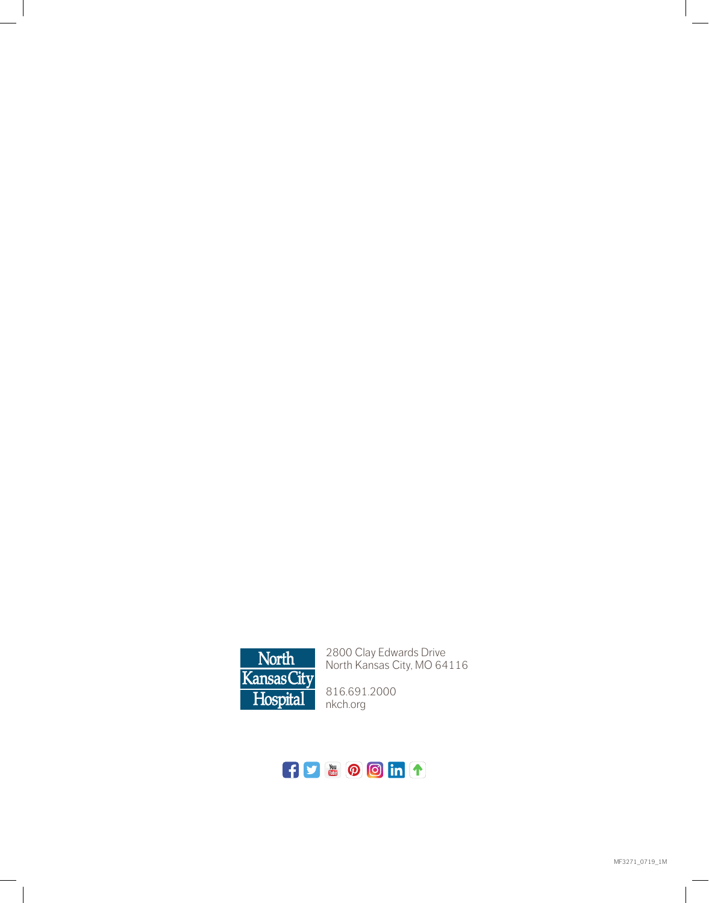North Kansas City Hospital

2800 Clay Edwards Drive
North Kansas City, MO 64116

816.691.2000
nkch.org

MF3271_0719_1M